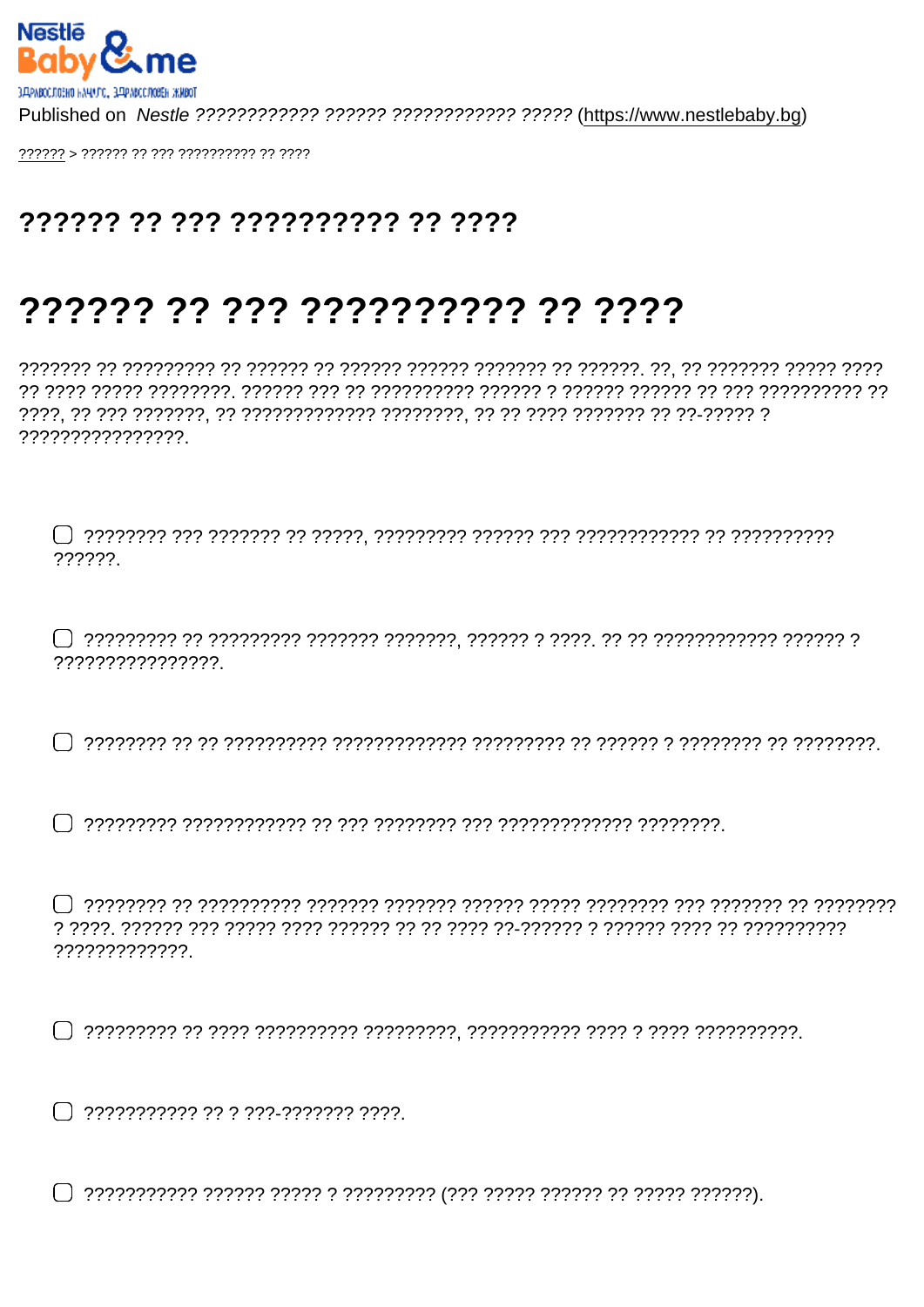Published on *Nestle ???????????? ?????? ???????????? ?????* (https://www.nestlebaby.bg)

?????? > ?????? ?? ??? ?????????? ?? ????

# ?????? ?? ??? ?????????? ?? ????

# ?????? ?? ??? ?????????? ?? ????

??????? ?? ????????? ?? ?????? ?? ?????? ?????? ??????? ?? ??????. ??, ?? ??????? ????? ???? ?? ???? ????? ????????. ?????? ??? ?? ?????????? ?????? ? ?????? ?????? ?? ??? ?????????? ?? ????, ?? ??? ???????, ?? ????????????? ????????, ?? ?? ???? ??????? ?? ??-????? ? ????????????????.

- [ ] ???????? ??? ??????? ?? ?????, ????????? ?????? ??? ???????????? ?? ?????????? ??????.

- [ ] ????????? ?? ????????? ??????? ???????, ?????? ? ????. ?? ?? ??????????? ?????? ? ????????????????.

- [ ] ???????? ?? ?? ?????????? ????????????? ????????? ?? ?????? ? ???????? ?? ????????.

- [ ] ????????? ???????????? ?? ??? ???????? ??? ????????????? ????????.

- [ ] ???????? ?? ?????????? ??????? ??????? ?????? ????? ???????? ??? ??????? ?? ???????? ? ????. ?????? ??? ????? ???? ?????? ?? ?? ???? ??-?????? ? ?????? ???? ?? ?????????? ?????????????.

- [ ] ????????? ?? ???? ?????????? ?????????, ??????????? ???? ? ???? ??????????.

- [ ] ??????????? ?? ? ???-??????? ????.

- [ ] ??????????? ?????? ????? ? ????????? (??? ????? ?????? ?? ????? ??????).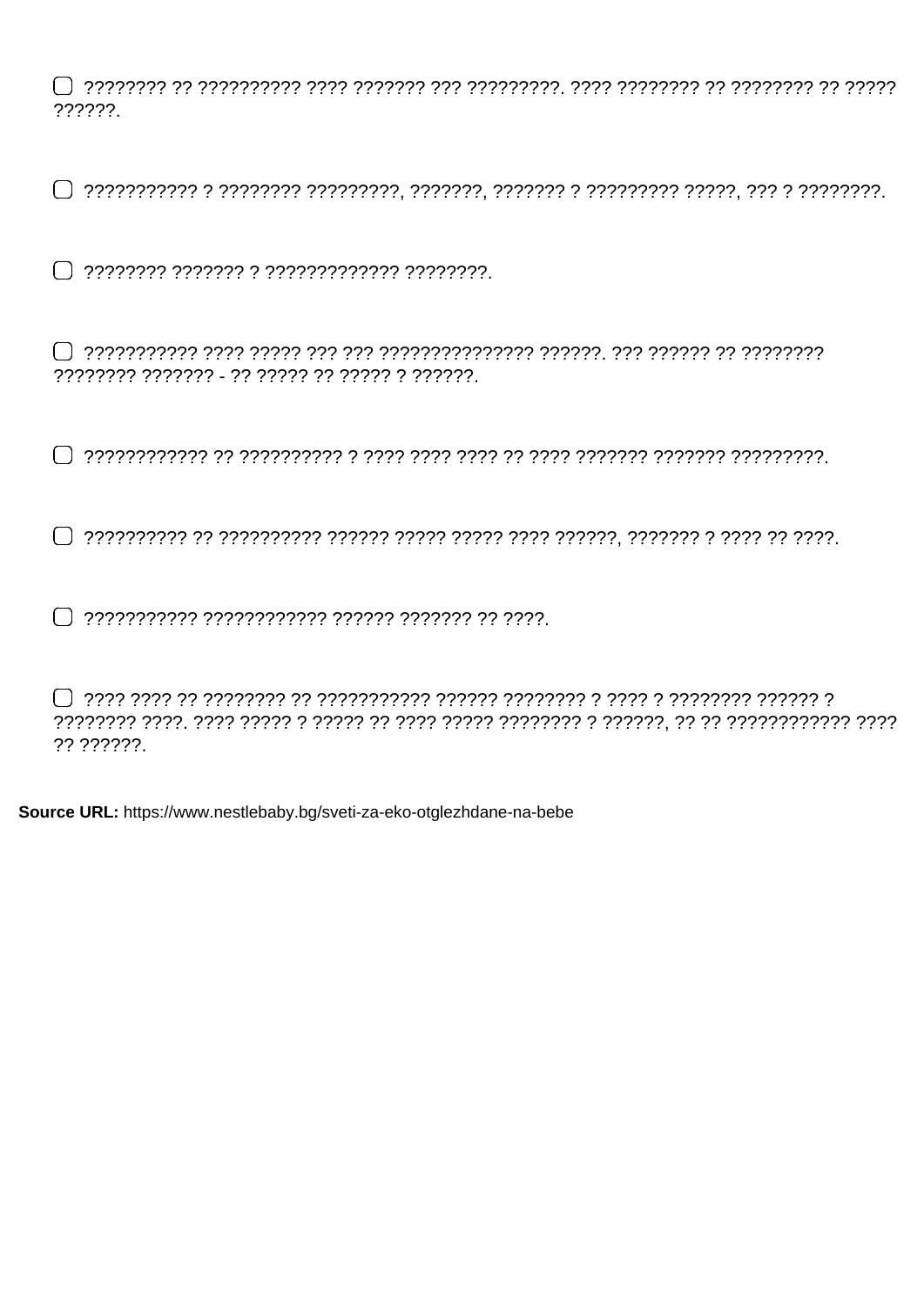☐ ???????? ?? ?????????? ???? ??????? ??? ?????????. ???? ???????? ?? ???????? ?? ????? ??????.

☐ ??????????? ? ???????? ?????????, ???????, ??????? ? ????????? ?????, ??? ? ????????.

☐ ???????? ??????? ? ????????????? ????????.

☐ ??????????? ???? ????? ??? ??? ??????????????? ??????. ??? ?????? ?? ???????? ???????? ??????? - ?? ????? ?? ????? ? ??????.

☐ ???????????? ?? ?????????? ? ???? ???? ???? ?? ???? ??????? ??????? ?????????.

☐ ?????????? ?? ?????????? ?????? ????? ????? ???? ??????, ??????? ? ???? ?? ????.

☐ ??????????? ???????????? ?????? ??????? ?? ????.

☐ ???? ???? ?? ???????? ?? ??????????? ?????? ???????? ? ???? ? ???????? ?????? ? ???????? ????. ???? ????? ? ????? ?? ???? ????? ???????? ? ??????, ?? ?? ???????????? ???? ?? ??????.

**Source URL:** https://www.nestlebaby.bg/sveti-za-eko-otglezhdane-na-bebe